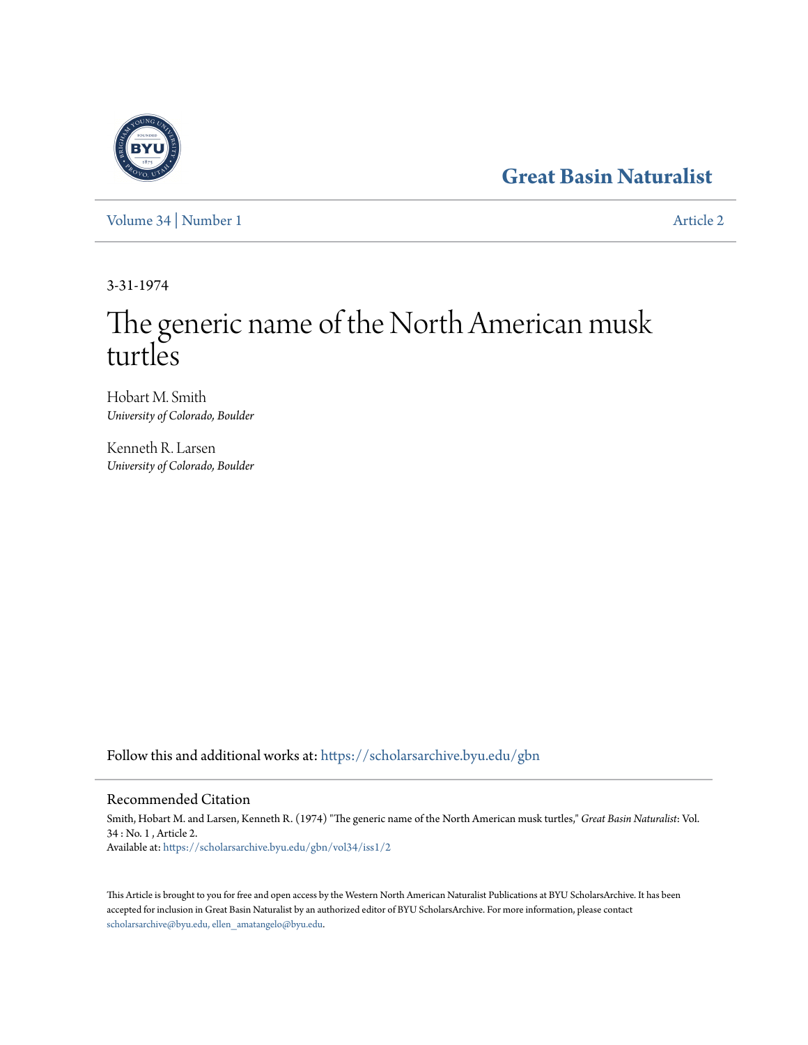Great Basin Naturalist

Volume 34 | Number 1 Article 2

3-31-1974

# The generic name of the North American musk turtles

Hobart M. Smith
*University of Colorado, Boulder*

Kenneth R. Larsen
*University of Colorado, Boulder*

Follow this and additional works at: https://scholarsarchive.byu.edu/gbn

## Recommended Citation

Smith, Hobart M. and Larsen, Kenneth R. (1974) "The generic name of the North American musk turtles," *Great Basin Naturalist*: Vol. 34 : No. 1 , Article 2.
Available at: https://scholarsarchive.byu.edu/gbn/vol34/iss1/2

This Article is brought to you for free and open access by the Western North American Naturalist Publications at BYU ScholarsArchive. It has been accepted for inclusion in Great Basin Naturalist by an authorized editor of BYU ScholarsArchive. For more information, please contact scholarsarchive@byu.edu, ellen_amatangelo@byu.edu.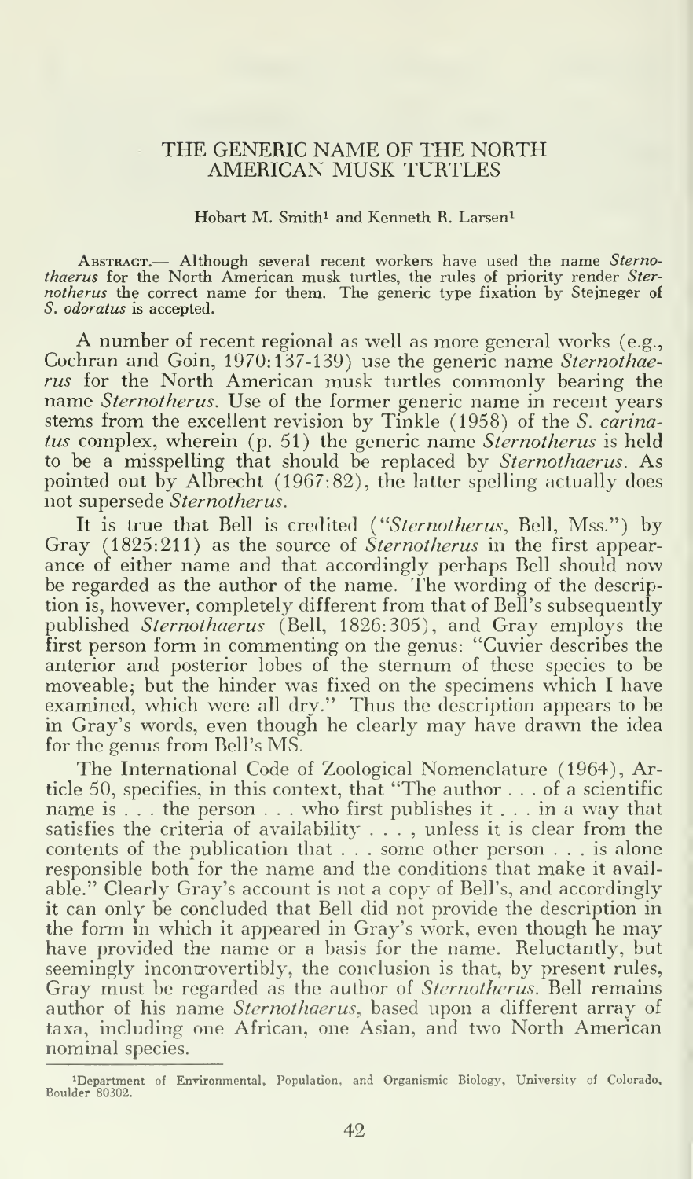# THE GENERIC NAME OF THE NORTH AMERICAN MUSK TURTLES

Hobart M. Smith[1] and Kenneth R. Larsen[1]

Abstract.— Although several recent workers have used the name *Sternothaerus* for the North American musk turtles, the rules of priority render *Sternotherus* the correct name for them. The generic type fixation by Stejneger of *S. odoratus* is accepted.

A number of recent regional as well as more general works (e.g., Cochran and Goin, 1970:137-139) use the generic name *Sternothaerus* for the North American musk turtles commonly bearing the name *Sternotherus*. Use of the former generic name in recent years stems from the excellent revision by Tinkle (1958) of the *S. carinatus* complex, wherein (p. 51) the generic name *Sternotherus* is held to be a misspelling that should be replaced by *Sternothaerus*. As pointed out by Albrecht (1967:82), the latter spelling actually does not supersede *Sternotherus*.

It is true that Bell is credited ("*Sternotherus*, Bell, Mss.") by Gray (1825:211) as the source of *Sternotherus* in the first appearance of either name and that accordingly perhaps Bell should now be regarded as the author of the name. The wording of the description is, however, completely different from that of Bell's subsequently published *Sternothaerus* (Bell, 1826:305), and Gray employs the first person form in commenting on the genus: "Cuvier describes the anterior and posterior lobes of the sternum of these species to be moveable; but the hinder was fixed on the specimens which I have examined, which were all dry." Thus the description appears to be in Gray's words, even though he clearly may have drawn the idea for the genus from Bell's MS.

The International Code of Zoological Nomenclature (1964), Article 50, specifies, in this context, that "The author . . . of a scientific name is . . . the person . . . who first publishes it . . . in a way that satisfies the criteria of availability . . . , unless it is clear from the contents of the publication that . . . some other person . . . is alone responsible both for the name and the conditions that make it available." Clearly Gray's account is not a copy of Bell's, and accordingly it can only be concluded that Bell did not provide the description in the form in which it appeared in Gray's work, even though he may have provided the name or a basis for the name. Reluctantly, but seemingly incontrovertibly, the conclusion is that, by present rules, Gray must be regarded as the author of *Sternotherus*. Bell remains author of his name *Sternothaerus*, based upon a different array of taxa, including one African, one Asian, and two North American nominal species.

[1]Department of Environmental, Population, and Organismic Biology, University of Colorado, Boulder 80302.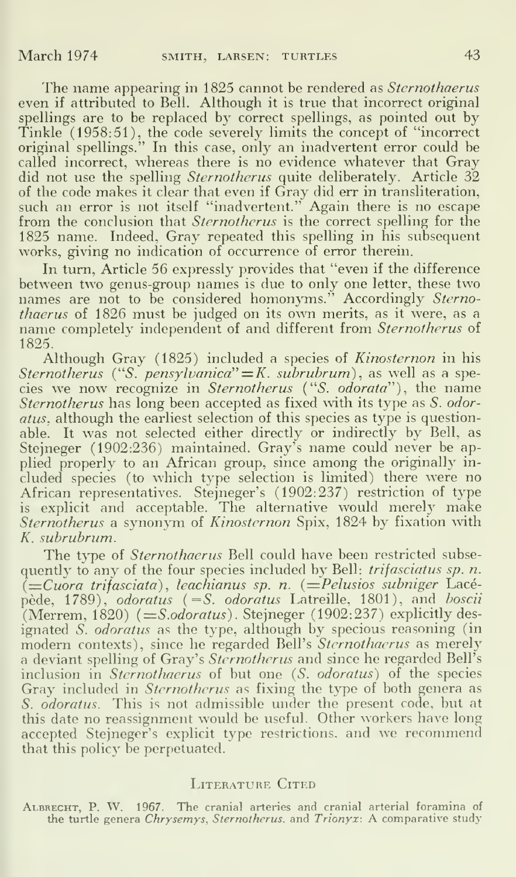The name appearing in 1825 cannot be rendered as *Sternothaerus* even if attributed to Bell. Although it is true that incorrect original spellings are to be replaced by correct spellings, as pointed out by Tinkle (1958:51), the code severely limits the concept of "incorrect original spellings." In this case, only an inadvertent error could be called incorrect, whereas there is no evidence whatever that Gray did not use the spelling *Sternotherus* quite deliberately. Article 32 of the code makes it clear that even if Gray did err in transliteration, such an error is not itself "inadvertent." Again there is no escape from the conclusion that *Sternotherus* is the correct spelling for the 1825 name. Indeed, Gray repeated this spelling in his subsequent works, giving no indication of occurrence of error therein.

In turn, Article 56 expressly provides that "even if the difference between two genus-group names is due to only one letter, these two names are not to be considered homonyms." Accordingly *Sternothaerus* of 1826 must be judged on its own merits, as it were, as a name completely independent of and different from *Sternotherus* of 1825.

Although Gray (1825) included a species of *Kinosternon* in his *Sternotherus* ("*S. pensylvanica*" = *K. subrubrum*), as well as a species we now recognize in *Sternotherus* ("*S. odorata*"), the name *Sternotherus* has long been accepted as fixed with its type as *S. odoratus*, although the earliest selection of this species as type is questionable. It was not selected either directly or indirectly by Bell, as Stejneger (1902:236) maintained. Gray's name could never be applied properly to an African group, since among the originally included species (to which type selection is limited) there were no African representatives. Stejneger's (1902:237) restriction of type is explicit and acceptable. The alternative would merely make *Sternotherus* a synonym of *Kinosternon* Spix, 1824 by fixation with *K. subrubrum*.

The type of *Sternothaerus* Bell could have been restricted subsequently to any of the four species included by Bell: *trifasciatus sp. n.* (=*Cuora trifasciata*), *leachianus sp. n.* (=*Pelusios subniger* Lacépède, 1789), *odoratus* (=*S. odoratus* Latreille, 1801), and *boscii* (Merrem, 1820) (=*S. odoratus*). Stejneger (1902:237) explicitly designated *S. odoratus* as the type, although by specious reasoning (in modern contexts), since he regarded Bell's *Sternothaerus* as merely a deviant spelling of Gray's *Sternotherus* and since he regarded Bell's inclusion in *Sternothaerus* of but one (*S. odoratus*) of the species Gray included in *Sternotherus* as fixing the type of both genera as *S. odoratus*. This is not admissible under the present code, but at this date no reassignment would be useful. Other workers have long accepted Stejneger's explicit type restrictions, and we recommend that this policy be perpetuated.

## Literature Cited

Albrecht, P. W. 1967. The cranial arteries and cranial arterial foramina of the turtle genera *Chrysemys*, *Sternotherus*, and *Trionyx*: A comparative study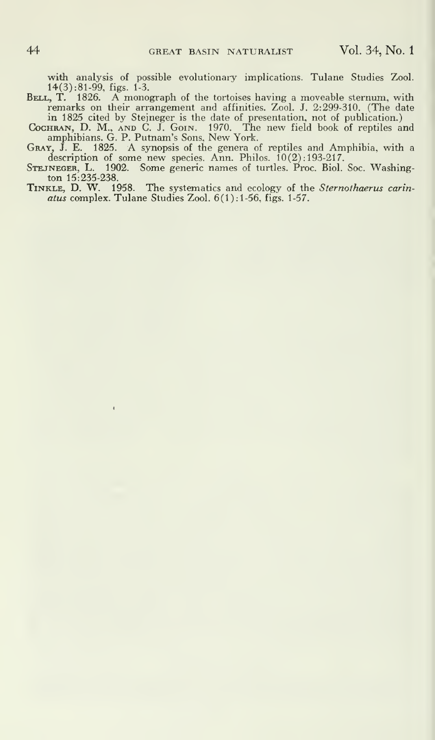with analysis of possible evolutionary implications. Tulane Studies Zool. 14(3):81-99, figs. 1-3.

BELL, T. 1826. A monograph of the tortoises having a moveable sternum, with remarks on their arrangement and affinities. Zool. J. 2:299-310. (The date in 1825 cited by Stejneger is the date of presentation, not of publication.)

COCHRAN, D. M., AND C. J. GOIN. 1970. The new field book of reptiles and amphibians. G. P. Putnam's Sons, New York.

GRAY, J. E. 1825. A synopsis of the genera of reptiles and Amphibia, with a description of some new species. Ann. Philos. 10(2):193-217.

STEJNEGER, L. 1902. Some generic names of turtles. Proc. Biol. Soc. Washington 15:235-238.

TINKLE, D. W. 1958. The systematics and ecology of the *Sternothaerus carinatus* complex. Tulane Studies Zool. 6(1):1-56, figs. 1-57.